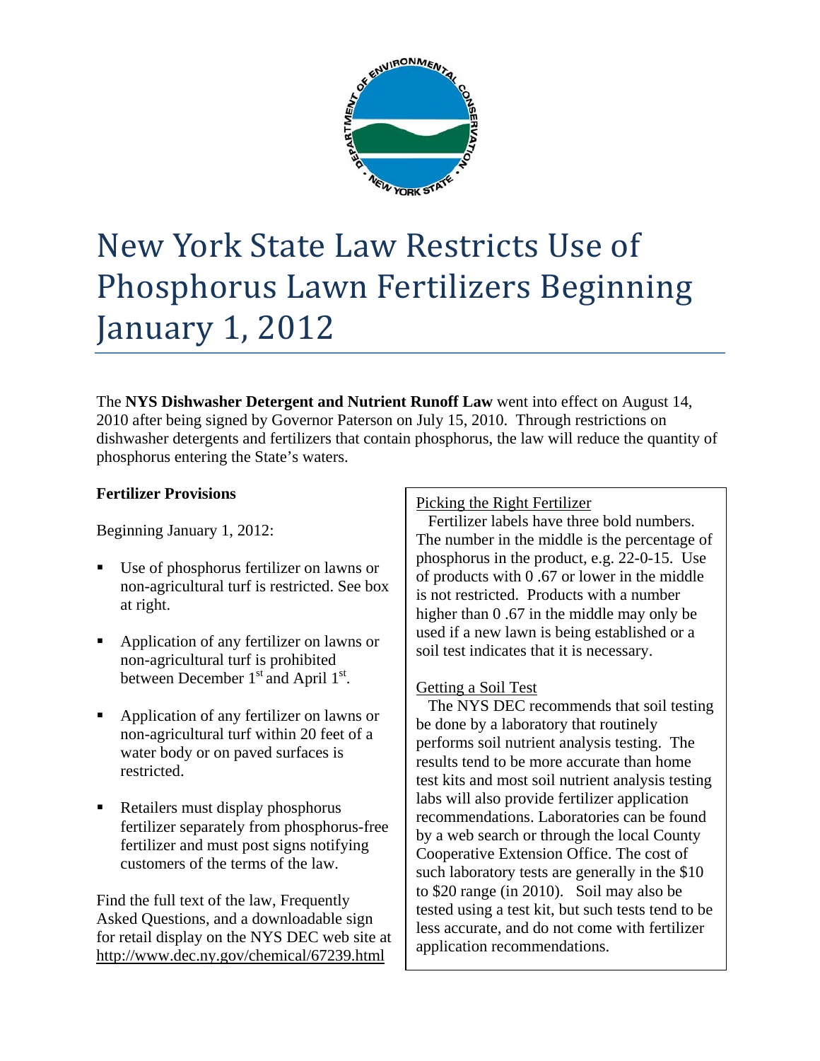# New York State Law Restricts Use of Phosphorus Lawn Fertilizers Beginning January 1, 2012

The **NYS Dishwasher Detergent and Nutrient Runoff Law** went into effect on August 14, 2010 after being signed by Governor Paterson on July 15, 2010. Through restrictions on dishwasher detergents and fertilizers that contain phosphorus, the law will reduce the quantity of phosphorus entering the State's waters.

**Fertilizer Provisions**

Beginning January 1, 2012:

- Use of phosphorus fertilizer on lawns or non-agricultural turf is restricted. See box at right.
- Application of any fertilizer on lawns or non-agricultural turf is prohibited between December 1st and April 1st.
- Application of any fertilizer on lawns or non-agricultural turf within 20 feet of a water body or on paved surfaces is restricted.
- Retailers must display phosphorus fertilizer separately from phosphorus-free fertilizer and must post signs notifying customers of the terms of the law.

Find the full text of the law, Frequently Asked Questions, and a downloadable sign for retail display on the NYS DEC web site at http://www.dec.ny.gov/chemical/67239.html

Picking the Right Fertilizer

Fertilizer labels have three bold numbers. The number in the middle is the percentage of phosphorus in the product, e.g. 22-0-15. Use of products with 0 .67 or lower in the middle is not restricted. Products with a number higher than 0 .67 in the middle may only be used if a new lawn is being established or a soil test indicates that it is necessary.

Getting a Soil Test

The NYS DEC recommends that soil testing be done by a laboratory that routinely performs soil nutrient analysis testing. The results tend to be more accurate than home test kits and most soil nutrient analysis testing labs will also provide fertilizer application recommendations. Laboratories can be found by a web search or through the local County Cooperative Extension Office. The cost of such laboratory tests are generally in the $10 to $20 range (in 2010). Soil may also be tested using a test kit, but such tests tend to be less accurate, and do not come with fertilizer application recommendations.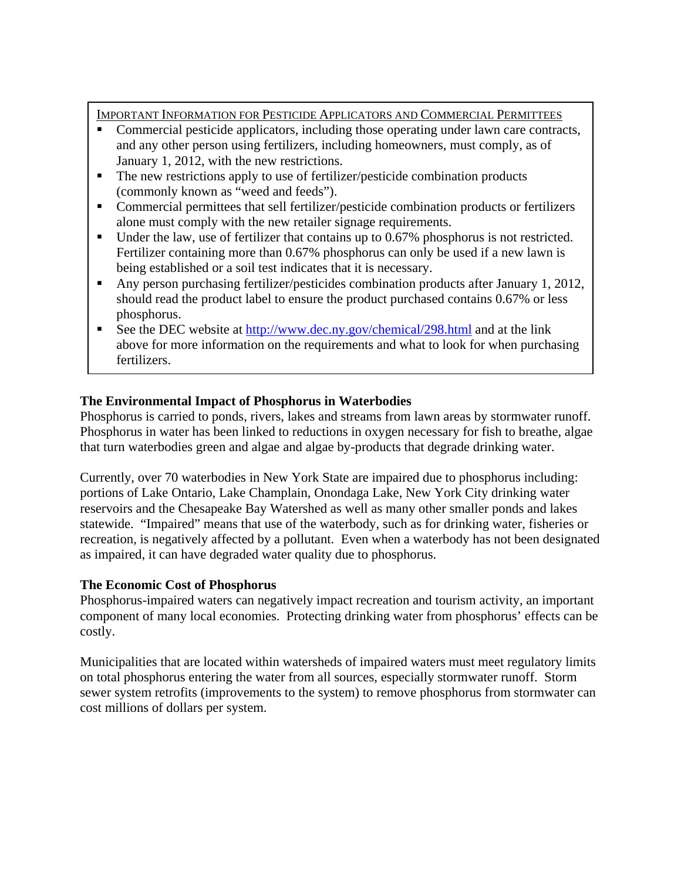IMPORTANT INFORMATION FOR PESTICIDE APPLICATORS AND COMMERCIAL PERMITTEES

- Commercial pesticide applicators, including those operating under lawn care contracts, and any other person using fertilizers, including homeowners, must comply, as of January 1, 2012, with the new restrictions.
- The new restrictions apply to use of fertilizer/pesticide combination products (commonly known as "weed and feeds").
- Commercial permittees that sell fertilizer/pesticide combination products or fertilizers alone must comply with the new retailer signage requirements.
- Under the law, use of fertilizer that contains up to 0.67% phosphorus is not restricted. Fertilizer containing more than 0.67% phosphorus can only be used if a new lawn is being established or a soil test indicates that it is necessary.
- Any person purchasing fertilizer/pesticides combination products after January 1, 2012, should read the product label to ensure the product purchased contains 0.67% or less phosphorus.
- See the DEC website at http://www.dec.ny.gov/chemical/298.html and at the link above for more information on the requirements and what to look for when purchasing fertilizers.

**The Environmental Impact of Phosphorus in Waterbodies**

Phosphorus is carried to ponds, rivers, lakes and streams from lawn areas by stormwater runoff. Phosphorus in water has been linked to reductions in oxygen necessary for fish to breathe, algae that turn waterbodies green and algae and algae by-products that degrade drinking water.

Currently, over 70 waterbodies in New York State are impaired due to phosphorus including: portions of Lake Ontario, Lake Champlain, Onondaga Lake, New York City drinking water reservoirs and the Chesapeake Bay Watershed as well as many other smaller ponds and lakes statewide. "Impaired" means that use of the waterbody, such as for drinking water, fisheries or recreation, is negatively affected by a pollutant. Even when a waterbody has not been designated as impaired, it can have degraded water quality due to phosphorus.

**The Economic Cost of Phosphorus**

Phosphorus-impaired waters can negatively impact recreation and tourism activity, an important component of many local economies. Protecting drinking water from phosphorus' effects can be costly.

Municipalities that are located within watersheds of impaired waters must meet regulatory limits on total phosphorus entering the water from all sources, especially stormwater runoff. Storm sewer system retrofits (improvements to the system) to remove phosphorus from stormwater can cost millions of dollars per system.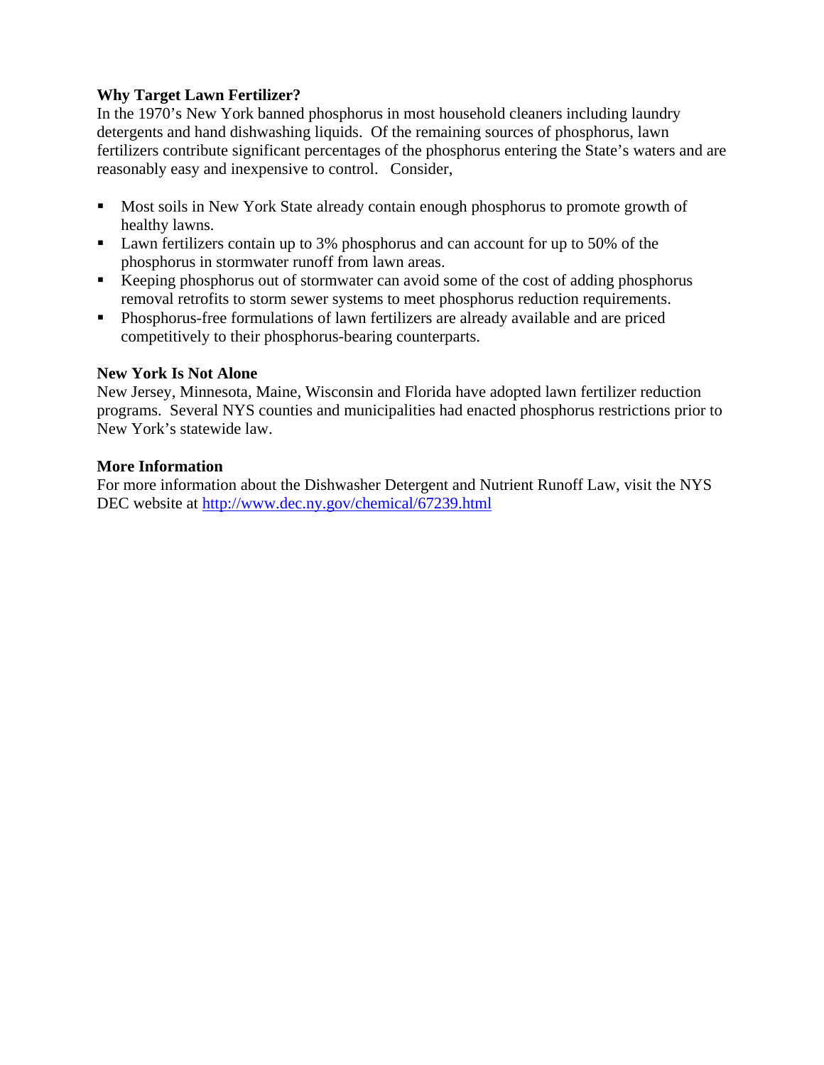**Why Target Lawn Fertilizer?**

In the 1970's New York banned phosphorus in most household cleaners including laundry detergents and hand dishwashing liquids. Of the remaining sources of phosphorus, lawn fertilizers contribute significant percentages of the phosphorus entering the State's waters and are reasonably easy and inexpensive to control. Consider,

- Most soils in New York State already contain enough phosphorus to promote growth of healthy lawns.
- Lawn fertilizers contain up to 3% phosphorus and can account for up to 50% of the phosphorus in stormwater runoff from lawn areas.
- Keeping phosphorus out of stormwater can avoid some of the cost of adding phosphorus removal retrofits to storm sewer systems to meet phosphorus reduction requirements.
- Phosphorus-free formulations of lawn fertilizers are already available and are priced competitively to their phosphorus-bearing counterparts.

**New York Is Not Alone**

New Jersey, Minnesota, Maine, Wisconsin and Florida have adopted lawn fertilizer reduction programs. Several NYS counties and municipalities had enacted phosphorus restrictions prior to New York's statewide law.

**More Information**

For more information about the Dishwasher Detergent and Nutrient Runoff Law, visit the NYS DEC website at http://www.dec.ny.gov/chemical/67239.html